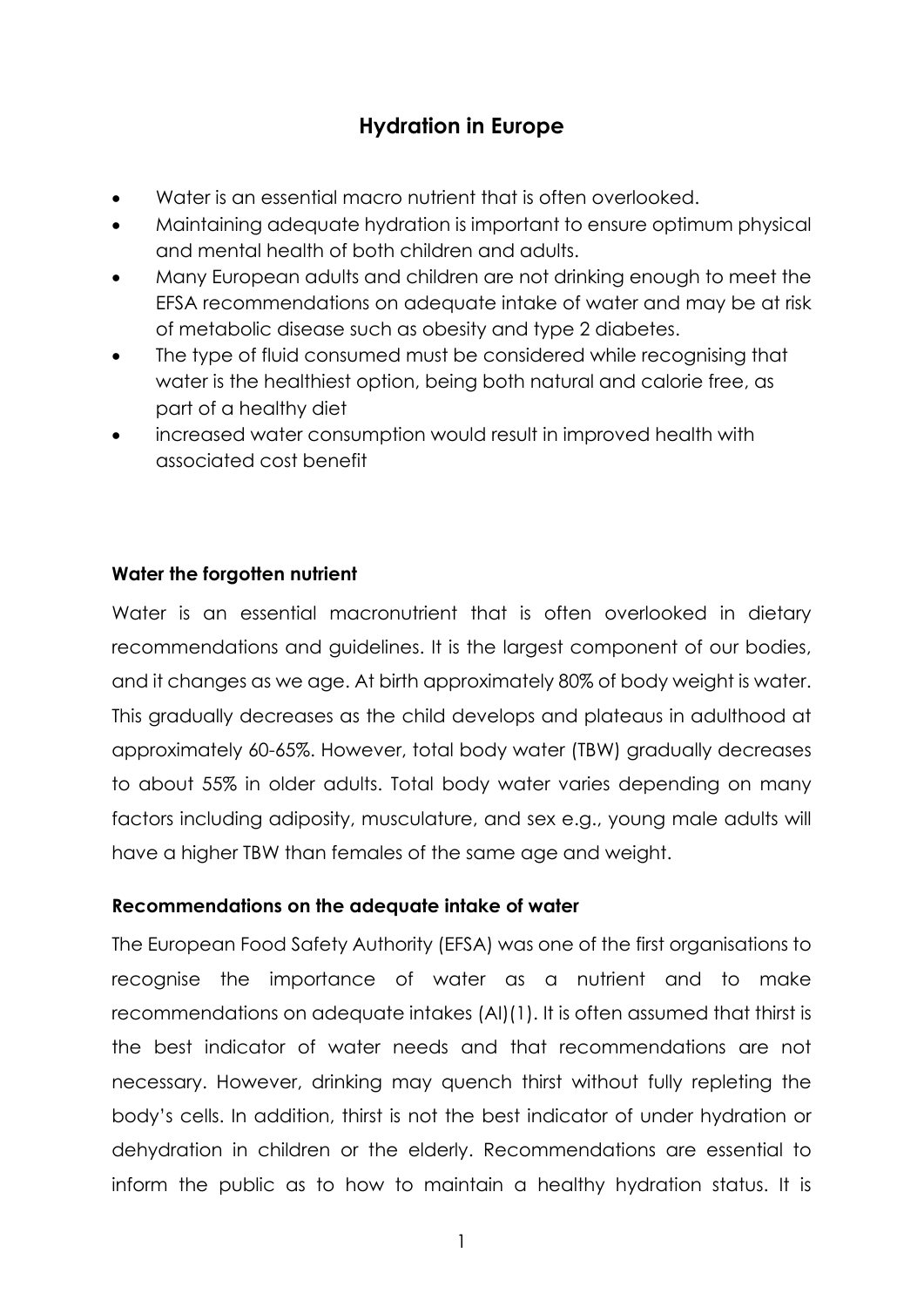# Hydration in Europe

- Water is an essential macro nutrient that is often overlooked.
- Maintaining adequate hydration is important to ensure optimum physical and mental health of both children and adults.
- Many European adults and children are not drinking enough to meet the EFSA recommendations on adequate intake of water and may be at risk of metabolic disease such as obesity and type 2 diabetes.
- The type of fluid consumed must be considered while recognising that water is the healthiest option, being both natural and calorie free, as part of a healthy diet
- increased water consumption would result in improved health with associated cost benefit

## Water the forgotten nutrient

Water is an essential macronutrient that is often overlooked in dietary recommendations and guidelines. It is the largest component of our bodies, and it changes as we age. At birth approximately 80% of body weight is water. This gradually decreases as the child develops and plateaus in adulthood at approximately 60-65%. However, total body water (TBW) gradually decreases to about 55% in older adults. Total body water varies depending on many factors including adiposity, musculature, and sex e.g., young male adults will have a higher TBW than females of the same age and weight.

## Recommendations on the adequate intake of water

The European Food Safety Authority (EFSA) was one of the first organisations to recognise the importance of water as a nutrient and to make recommendations on adequate intakes (AI)(1). It is often assumed that thirst is the best indicator of water needs and that recommendations are not necessary. However, drinking may quench thirst without fully repleting the body's cells. In addition, thirst is not the best indicator of under hydration or dehydration in children or the elderly. Recommendations are essential to inform the public as to how to maintain a healthy hydration status. It is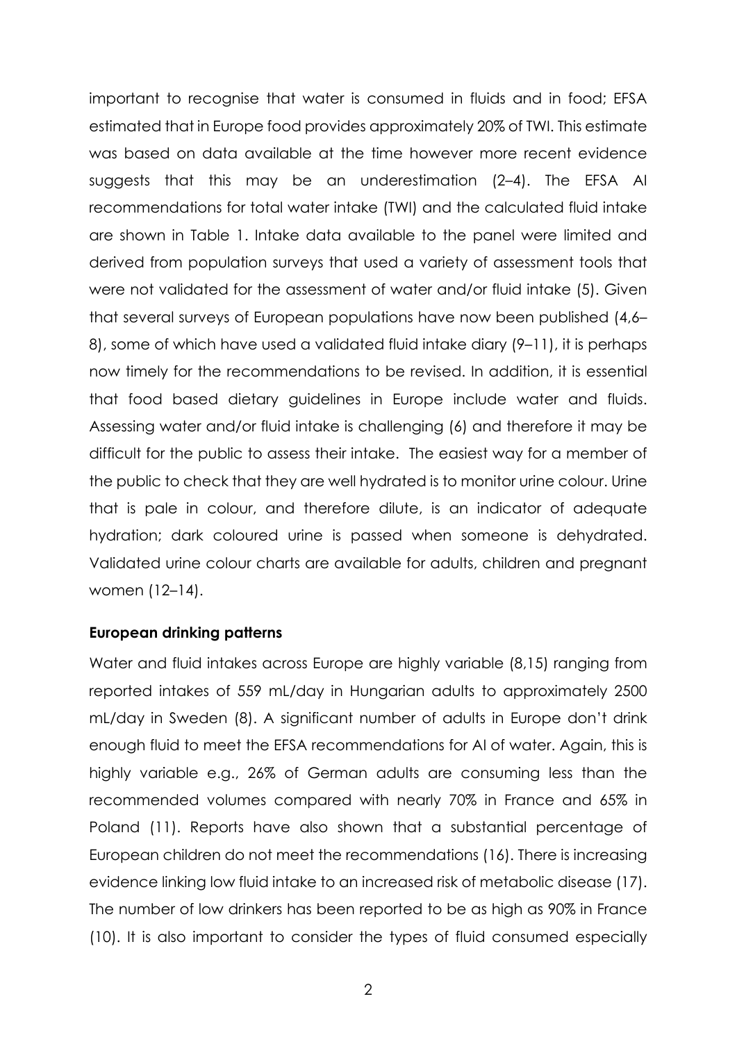important to recognise that water is consumed in fluids and in food; EFSA estimated that in Europe food provides approximately 20% of TWI. This estimate was based on data available at the time however more recent evidence suggests that this may be an underestimation (2–4). The EFSA AI recommendations for total water intake (TWI) and the calculated fluid intake are shown in Table 1. Intake data available to the panel were limited and derived from population surveys that used a variety of assessment tools that were not validated for the assessment of water and/or fluid intake (5). Given that several surveys of European populations have now been published (4,6–8), some of which have used a validated fluid intake diary (9–11), it is perhaps now timely for the recommendations to be revised. In addition, it is essential that food based dietary guidelines in Europe include water and fluids. Assessing water and/or fluid intake is challenging (6) and therefore it may be difficult for the public to assess their intake. The easiest way for a member of the public to check that they are well hydrated is to monitor urine colour. Urine that is pale in colour, and therefore dilute, is an indicator of adequate hydration; dark coloured urine is passed when someone is dehydrated. Validated urine colour charts are available for adults, children and pregnant women (12–14).

**European drinking patterns**

Water and fluid intakes across Europe are highly variable (8,15) ranging from reported intakes of 559 mL/day in Hungarian adults to approximately 2500 mL/day in Sweden (8). A significant number of adults in Europe don't drink enough fluid to meet the EFSA recommendations for AI of water. Again, this is highly variable e.g., 26% of German adults are consuming less than the recommended volumes compared with nearly 70% in France and 65% in Poland (11). Reports have also shown that a substantial percentage of European children do not meet the recommendations (16). There is increasing evidence linking low fluid intake to an increased risk of metabolic disease (17). The number of low drinkers has been reported to be as high as 90% in France (10). It is also important to consider the types of fluid consumed especially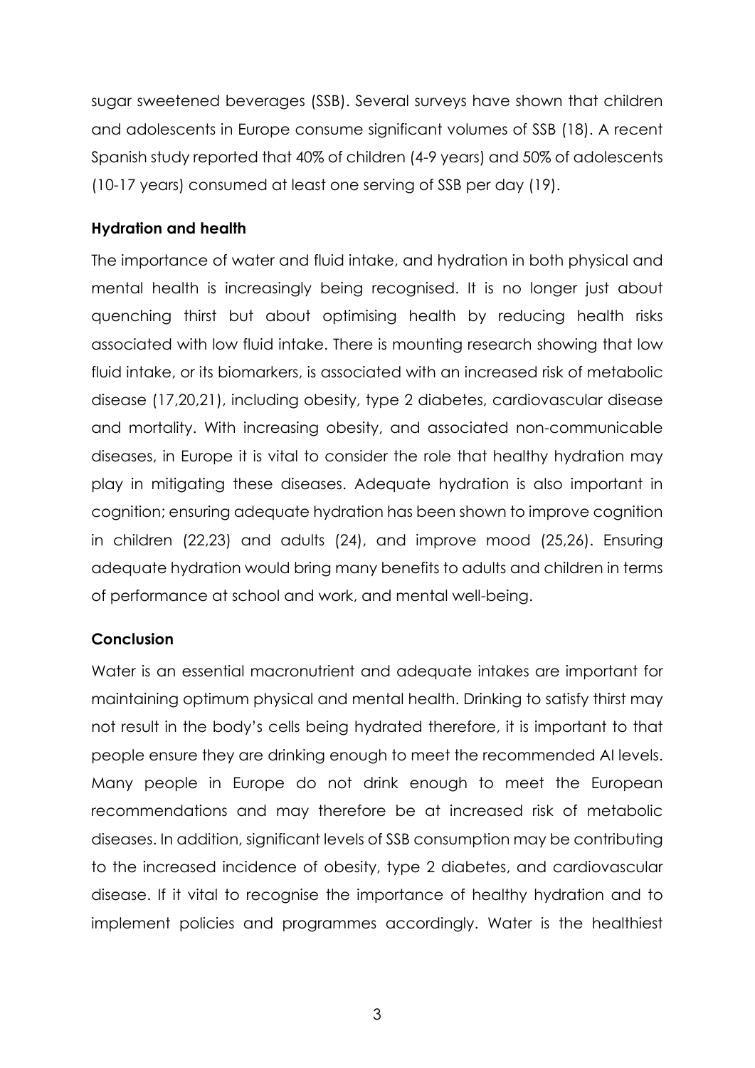sugar sweetened beverages (SSB). Several surveys have shown that children and adolescents in Europe consume significant volumes of SSB (18). A recent Spanish study reported that 40% of children (4-9 years) and 50% of adolescents (10-17 years) consumed at least one serving of SSB per day (19).

**Hydration and health**

The importance of water and fluid intake, and hydration in both physical and mental health is increasingly being recognised. It is no longer just about quenching thirst but about optimising health by reducing health risks associated with low fluid intake. There is mounting research showing that low fluid intake, or its biomarkers, is associated with an increased risk of metabolic disease (17,20,21), including obesity, type 2 diabetes, cardiovascular disease and mortality. With increasing obesity, and associated non-communicable diseases, in Europe it is vital to consider the role that healthy hydration may play in mitigating these diseases. Adequate hydration is also important in cognition; ensuring adequate hydration has been shown to improve cognition in children (22,23) and adults (24), and improve mood (25,26). Ensuring adequate hydration would bring many benefits to adults and children in terms of performance at school and work, and mental well-being.

**Conclusion**

Water is an essential macronutrient and adequate intakes are important for maintaining optimum physical and mental health. Drinking to satisfy thirst may not result in the body's cells being hydrated therefore, it is important to that people ensure they are drinking enough to meet the recommended AI levels. Many people in Europe do not drink enough to meet the European recommendations and may therefore be at increased risk of metabolic diseases. In addition, significant levels of SSB consumption may be contributing to the increased incidence of obesity, type 2 diabetes, and cardiovascular disease. If it vital to recognise the importance of healthy hydration and to implement policies and programmes accordingly. Water is the healthiest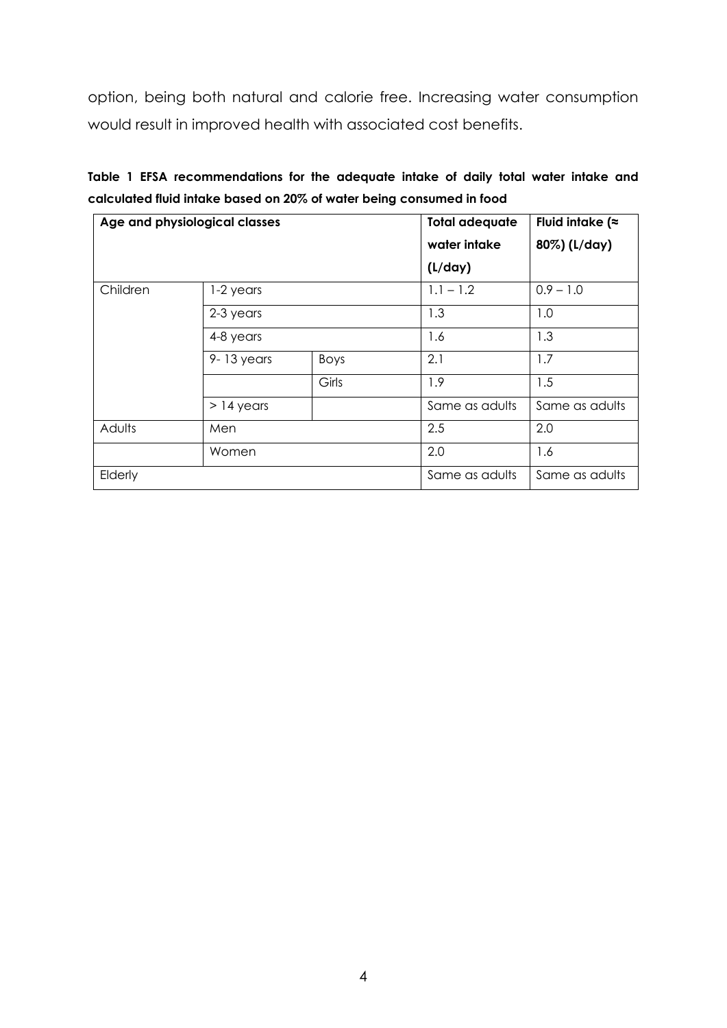option, being both natural and calorie free. Increasing water consumption would result in improved health with associated cost benefits.

**Table 1 EFSA recommendations for the adequate intake of daily total water intake and calculated fluid intake based on 20% of water being consumed in food**

| Age and physiological classes | | | Total adequate water intake (L/day) | Fluid intake (≈ 80%) (L/day) |
|---|---|---|---|---|
| Children | 1-2 years | | 1.1 – 1.2 | 0.9 – 1.0 |
| | 2-3 years | | 1.3 | 1.0 |
| | 4-8 years | | 1.6 | 1.3 |
| | 9- 13 years | Boys | 2.1 | 1.7 |
| | | Girls | 1.9 | 1.5 |
| | > 14 years | | Same as adults | Same as adults |
| Adults | Men | | 2.5 | 2.0 |
| | Women | | 2.0 | 1.6 |
| Elderly | | | Same as adults | Same as adults |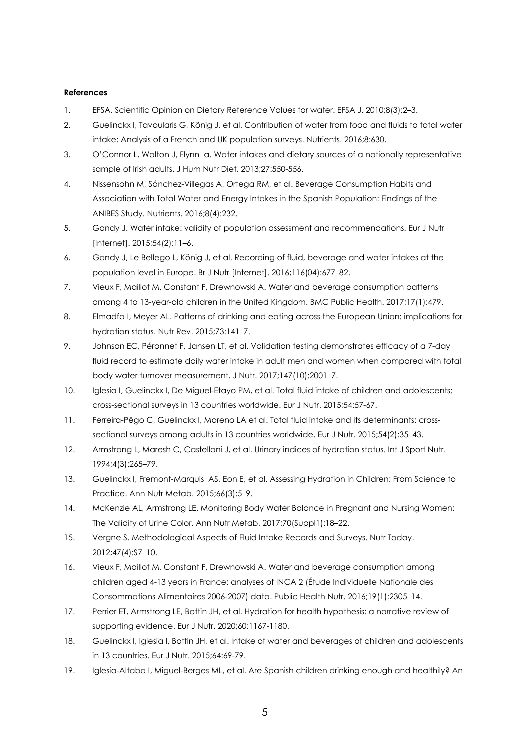**References**

1. EFSA. Scientific Opinion on Dietary Reference Values for water. EFSA J. 2010;8(3):2–3.
2. Guelinckx I, Tavoularis G, König J, et al. Contribution of water from food and fluids to total water intake: Analysis of a French and UK population surveys. Nutrients. 2016;8:630.
3. O'Connor L, Walton J, Flynn a. Water intakes and dietary sources of a nationally representative sample of Irish adults. J Hum Nutr Diet. 2013;27:550-556.
4. Nissensohn M, Sánchez-Villegas A, Ortega RM, et al. Beverage Consumption Habits and Association with Total Water and Energy Intakes in the Spanish Population: Findings of the ANIBES Study. Nutrients. 2016;8(4):232.
5. Gandy J. Water intake: validity of population assessment and recommendations. Eur J Nutr [Internet]. 2015;54(2):11–6.
6. Gandy J, Le Bellego L, König J, et al. Recording of fluid, beverage and water intakes at the population level in Europe. Br J Nutr [Internet]. 2016;116(04):677–82.
7. Vieux F, Maillot M, Constant F, Drewnowski A. Water and beverage consumption patterns among 4 to 13-year-old children in the United Kingdom. BMC Public Health. 2017;17(1):479.
8. Elmadfa I, Meyer AL. Patterns of drinking and eating across the European Union: implications for hydration status. Nutr Rev. 2015;73:141–7.
9. Johnson EC, Péronnet F, Jansen LT, et al. Validation testing demonstrates efficacy of a 7-day fluid record to estimate daily water intake in adult men and women when compared with total body water turnover measurement. J Nutr. 2017;147(10):2001–7.
10. Iglesia I, Guelinckx I, De Miguel-Etayo PM, et al. Total fluid intake of children and adolescents: cross-sectional surveys in 13 countries worldwide. Eur J Nutr. 2015;54:57-67.
11. Ferreira-Pêgo C, Guelinckx I, Moreno LA et al. Total fluid intake and its determinants: cross-sectional surveys among adults in 13 countries worldwide. Eur J Nutr. 2015;54(2):35–43.
12. Armstrong L, Maresh C, Castellani J, et al. Urinary indices of hydration status. Int J Sport Nutr. 1994;4(3):265–79.
13. Guelinckx I, Fremont-Marquis AS, Eon E, et al. Assessing Hydration in Children: From Science to Practice. Ann Nutr Metab. 2015;66(3):5–9.
14. McKenzie AL, Armstrong LE. Monitoring Body Water Balance in Pregnant and Nursing Women: The Validity of Urine Color. Ann Nutr Metab. 2017;70(Suppl1):18–22.
15. Vergne S. Methodological Aspects of Fluid Intake Records and Surveys. Nutr Today. 2012;47(4):S7–10.
16. Vieux F, Maillot M, Constant F, Drewnowski A. Water and beverage consumption among children aged 4-13 years in France: analyses of INCA 2 (Étude Individuelle Nationale des Consommations Alimentaires 2006-2007) data. Public Health Nutr. 2016;19(1):2305–14.
17. Perrier ET, Armstrong LE, Bottin JH, et al. Hydration for health hypothesis: a narrative review of supporting evidence. Eur J Nutr. 2020;60:1167-1180.
18. Guelinckx I, Iglesia I, Bottin JH, et al. Intake of water and beverages of children and adolescents in 13 countries. Eur J Nutr. 2015;64:69-79.
19. Iglesia-Altaba I, Miguel-Berges ML, et al. Are Spanish children drinking enough and healthily? An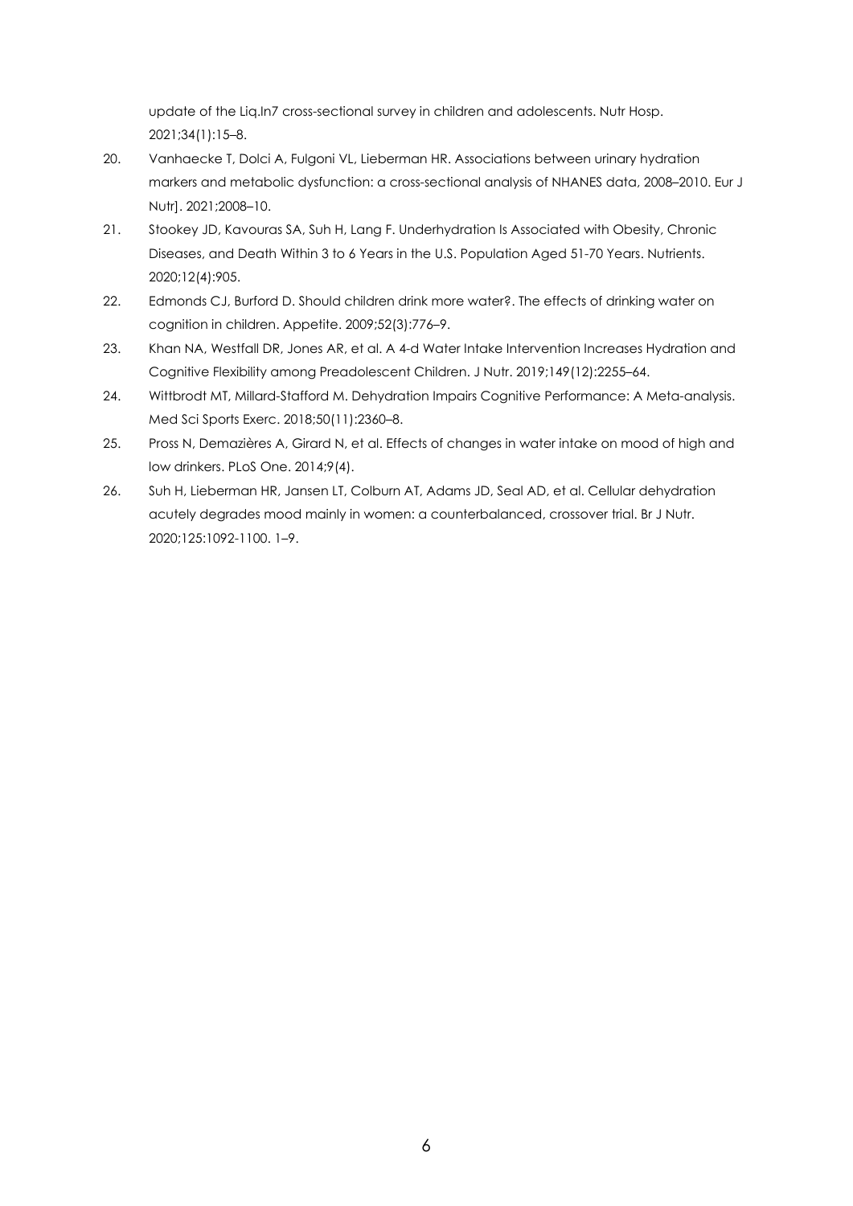update of the Liq.In7 cross-sectional survey in children and adolescents. Nutr Hosp. 2021;34(1):15–8.

20. Vanhaecke T, Dolci A, Fulgoni VL, Lieberman HR. Associations between urinary hydration markers and metabolic dysfunction: a cross-sectional analysis of NHANES data, 2008–2010. Eur J Nutr]. 2021;2008–10.
21. Stookey JD, Kavouras SA, Suh H, Lang F. Underhydration Is Associated with Obesity, Chronic Diseases, and Death Within 3 to 6 Years in the U.S. Population Aged 51-70 Years. Nutrients. 2020;12(4):905.
22. Edmonds CJ, Burford D. Should children drink more water?. The effects of drinking water on cognition in children. Appetite. 2009;52(3):776–9.
23. Khan NA, Westfall DR, Jones AR, et al. A 4-d Water Intake Intervention Increases Hydration and Cognitive Flexibility among Preadolescent Children. J Nutr. 2019;149(12):2255–64.
24. Wittbrodt MT, Millard-Stafford M. Dehydration Impairs Cognitive Performance: A Meta-analysis. Med Sci Sports Exerc. 2018;50(11):2360–8.
25. Pross N, Demazières A, Girard N, et al. Effects of changes in water intake on mood of high and low drinkers. PLoS One. 2014;9(4).
26. Suh H, Lieberman HR, Jansen LT, Colburn AT, Adams JD, Seal AD, et al. Cellular dehydration acutely degrades mood mainly in women: a counterbalanced, crossover trial. Br J Nutr. 2020;125:1092-1100. 1–9.